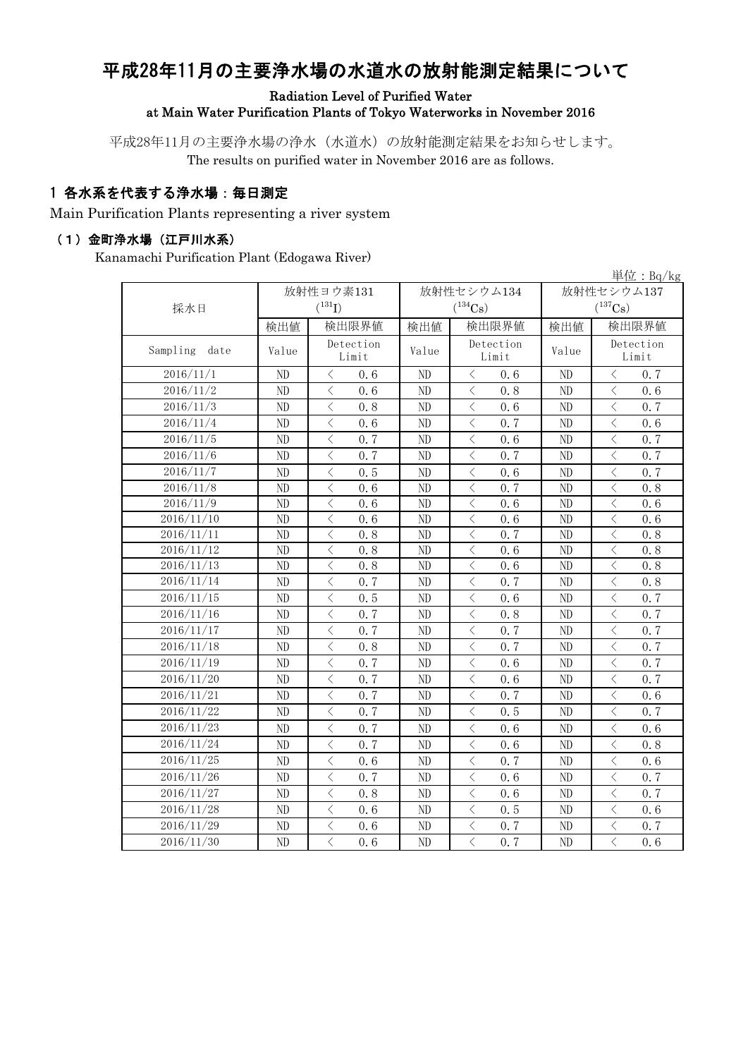# 平成28年11月の主要浄水場の水道水の放射能測定結果について

**Radiation Level of Purified Water at Main Water Purification Plants of Tokyo Waterworks in November 2016**

平成28年11月の主要浄水場の浄水（水道水）の放射能測定結果をお知らせします。
The results on purified water in November 2016 are as follows.

## 1 各水系を代表する浄水場：毎日測定

Main Purification Plants representing a river system

### （1）金町浄水場（江戸川水系）

Kanamachi Purification Plant (Edogawa River)

単位：Bq/kg

| 採水日 | 放射性ヨウ素131 ($^{131}I$) | | 放射性セシウム134 ($^{134}Cs$) | | 放射性セシウム137 ($^{137}Cs$) | |
|---|---|---|---|---|---|---|
| | 検出値 | 検出限界値 | 検出値 | 検出限界値 | 検出値 | 検出限界値 |
| Sampling date | Value | Detection Limit | Value | Detection Limit | Value | Detection Limit |
| 2016/11/1 | ND | ＜ 0.6 | ND | ＜ 0.6 | ND | ＜ 0.7 |
| 2016/11/2 | ND | ＜ 0.6 | ND | ＜ 0.8 | ND | ＜ 0.6 |
| 2016/11/3 | ND | ＜ 0.8 | ND | ＜ 0.6 | ND | ＜ 0.7 |
| 2016/11/4 | ND | ＜ 0.6 | ND | ＜ 0.7 | ND | ＜ 0.6 |
| 2016/11/5 | ND | ＜ 0.7 | ND | ＜ 0.6 | ND | ＜ 0.7 |
| 2016/11/6 | ND | ＜ 0.7 | ND | ＜ 0.7 | ND | ＜ 0.7 |
| 2016/11/7 | ND | ＜ 0.5 | ND | ＜ 0.6 | ND | ＜ 0.7 |
| 2016/11/8 | ND | ＜ 0.6 | ND | ＜ 0.7 | ND | ＜ 0.8 |
| 2016/11/9 | ND | ＜ 0.6 | ND | ＜ 0.6 | ND | ＜ 0.6 |
| 2016/11/10 | ND | ＜ 0.6 | ND | ＜ 0.6 | ND | ＜ 0.6 |
| 2016/11/11 | ND | ＜ 0.8 | ND | ＜ 0.7 | ND | ＜ 0.8 |
| 2016/11/12 | ND | ＜ 0.8 | ND | ＜ 0.6 | ND | ＜ 0.8 |
| 2016/11/13 | ND | ＜ 0.8 | ND | ＜ 0.6 | ND | ＜ 0.8 |
| 2016/11/14 | ND | ＜ 0.7 | ND | ＜ 0.7 | ND | ＜ 0.8 |
| 2016/11/15 | ND | ＜ 0.5 | ND | ＜ 0.6 | ND | ＜ 0.7 |
| 2016/11/16 | ND | ＜ 0.7 | ND | ＜ 0.8 | ND | ＜ 0.7 |
| 2016/11/17 | ND | ＜ 0.7 | ND | ＜ 0.7 | ND | ＜ 0.7 |
| 2016/11/18 | ND | ＜ 0.8 | ND | ＜ 0.7 | ND | ＜ 0.7 |
| 2016/11/19 | ND | ＜ 0.7 | ND | ＜ 0.6 | ND | ＜ 0.7 |
| 2016/11/20 | ND | ＜ 0.7 | ND | ＜ 0.6 | ND | ＜ 0.7 |
| 2016/11/21 | ND | ＜ 0.7 | ND | ＜ 0.7 | ND | ＜ 0.6 |
| 2016/11/22 | ND | ＜ 0.7 | ND | ＜ 0.5 | ND | ＜ 0.7 |
| 2016/11/23 | ND | ＜ 0.7 | ND | ＜ 0.6 | ND | ＜ 0.6 |
| 2016/11/24 | ND | ＜ 0.7 | ND | ＜ 0.6 | ND | ＜ 0.8 |
| 2016/11/25 | ND | ＜ 0.6 | ND | ＜ 0.7 | ND | ＜ 0.6 |
| 2016/11/26 | ND | ＜ 0.7 | ND | ＜ 0.6 | ND | ＜ 0.7 |
| 2016/11/27 | ND | ＜ 0.8 | ND | ＜ 0.6 | ND | ＜ 0.7 |
| 2016/11/28 | ND | ＜ 0.6 | ND | ＜ 0.5 | ND | ＜ 0.6 |
| 2016/11/29 | ND | ＜ 0.6 | ND | ＜ 0.7 | ND | ＜ 0.7 |
| 2016/11/30 | ND | ＜ 0.6 | ND | ＜ 0.7 | ND | ＜ 0.6 |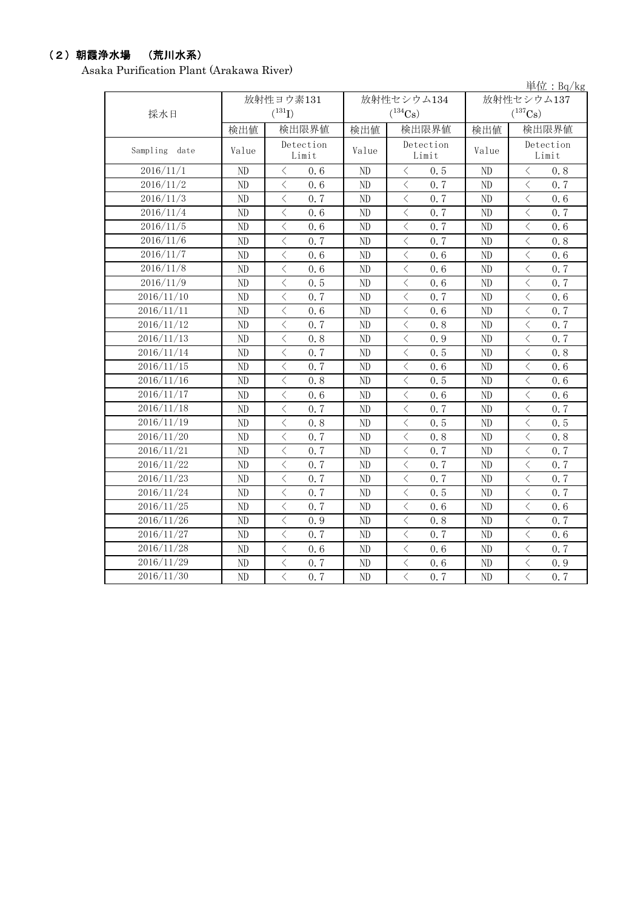### （2）朝霞浄水場　（荒川水系）

Asaka Purification Plant (Arakawa River)

単位：Bq/kg

| 採水日 | 放射性ヨウ素131 ($^{131}I$) | | 放射性セシウム134 ($^{134}Cs$) | | 放射性セシウム137 ($^{137}Cs$) | |
|---|---|---|---|---|---|---|
| | 検出値 | 検出限界値 | 検出値 | 検出限界値 | 検出値 | 検出限界値 |
| Sampling date | Value | Detection Limit | Value | Detection Limit | Value | Detection Limit |
| 2016/11/1 | ND | ＜ 0.6 | ND | ＜ 0.5 | ND | ＜ 0.8 |
| 2016/11/2 | ND | ＜ 0.6 | ND | ＜ 0.7 | ND | ＜ 0.7 |
| 2016/11/3 | ND | ＜ 0.7 | ND | ＜ 0.7 | ND | ＜ 0.6 |
| 2016/11/4 | ND | ＜ 0.6 | ND | ＜ 0.7 | ND | ＜ 0.7 |
| 2016/11/5 | ND | ＜ 0.6 | ND | ＜ 0.7 | ND | ＜ 0.6 |
| 2016/11/6 | ND | ＜ 0.7 | ND | ＜ 0.7 | ND | ＜ 0.8 |
| 2016/11/7 | ND | ＜ 0.6 | ND | ＜ 0.6 | ND | ＜ 0.6 |
| 2016/11/8 | ND | ＜ 0.6 | ND | ＜ 0.6 | ND | ＜ 0.7 |
| 2016/11/9 | ND | ＜ 0.5 | ND | ＜ 0.6 | ND | ＜ 0.7 |
| 2016/11/10 | ND | ＜ 0.7 | ND | ＜ 0.7 | ND | ＜ 0.6 |
| 2016/11/11 | ND | ＜ 0.6 | ND | ＜ 0.6 | ND | ＜ 0.7 |
| 2016/11/12 | ND | ＜ 0.7 | ND | ＜ 0.8 | ND | ＜ 0.7 |
| 2016/11/13 | ND | ＜ 0.8 | ND | ＜ 0.9 | ND | ＜ 0.7 |
| 2016/11/14 | ND | ＜ 0.7 | ND | ＜ 0.5 | ND | ＜ 0.8 |
| 2016/11/15 | ND | ＜ 0.7 | ND | ＜ 0.6 | ND | ＜ 0.6 |
| 2016/11/16 | ND | ＜ 0.8 | ND | ＜ 0.5 | ND | ＜ 0.6 |
| 2016/11/17 | ND | ＜ 0.6 | ND | ＜ 0.6 | ND | ＜ 0.6 |
| 2016/11/18 | ND | ＜ 0.7 | ND | ＜ 0.7 | ND | ＜ 0.7 |
| 2016/11/19 | ND | ＜ 0.8 | ND | ＜ 0.5 | ND | ＜ 0.5 |
| 2016/11/20 | ND | ＜ 0.7 | ND | ＜ 0.8 | ND | ＜ 0.8 |
| 2016/11/21 | ND | ＜ 0.7 | ND | ＜ 0.7 | ND | ＜ 0.7 |
| 2016/11/22 | ND | ＜ 0.7 | ND | ＜ 0.7 | ND | ＜ 0.7 |
| 2016/11/23 | ND | ＜ 0.7 | ND | ＜ 0.7 | ND | ＜ 0.7 |
| 2016/11/24 | ND | ＜ 0.7 | ND | ＜ 0.5 | ND | ＜ 0.7 |
| 2016/11/25 | ND | ＜ 0.7 | ND | ＜ 0.6 | ND | ＜ 0.6 |
| 2016/11/26 | ND | ＜ 0.9 | ND | ＜ 0.8 | ND | ＜ 0.7 |
| 2016/11/27 | ND | ＜ 0.7 | ND | ＜ 0.7 | ND | ＜ 0.6 |
| 2016/11/28 | ND | ＜ 0.6 | ND | ＜ 0.6 | ND | ＜ 0.7 |
| 2016/11/29 | ND | ＜ 0.7 | ND | ＜ 0.6 | ND | ＜ 0.9 |
| 2016/11/30 | ND | ＜ 0.7 | ND | ＜ 0.7 | ND | ＜ 0.7 |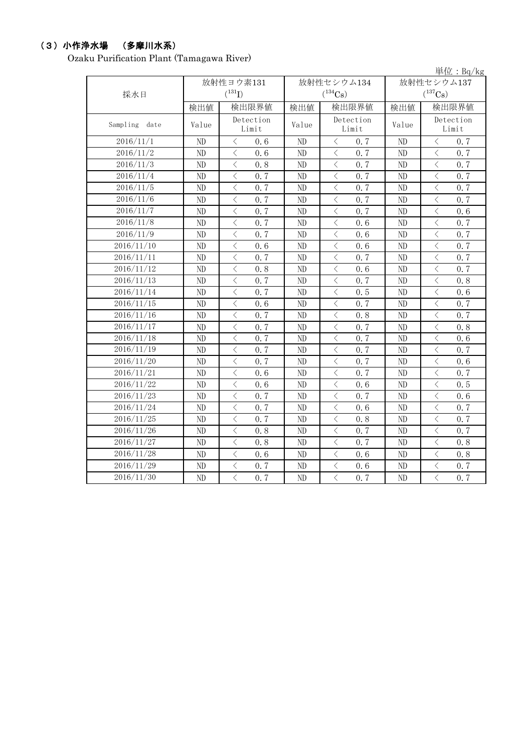### （3）小作浄水場　（多摩川水系）

Ozaku Purification Plant (Tamagawa River)

単位：Bq/kg

| 採水日 | 放射性ヨウ素131 ($^{131}I$) | | 放射性セシウム134 ($^{134}Cs$) | | 放射性セシウム137 ($^{137}Cs$) | |
|---|---|---|---|---|---|---|
| | 検出値 | 検出限界値 | 検出値 | 検出限界値 | 検出値 | 検出限界値 |
| Sampling date | Value | Detection Limit | Value | Detection Limit | Value | Detection Limit |
| 2016/11/1 | ND | ＜ 0.6 | ND | ＜ 0.7 | ND | ＜ 0.7 |
| 2016/11/2 | ND | ＜ 0.6 | ND | ＜ 0.7 | ND | ＜ 0.7 |
| 2016/11/3 | ND | ＜ 0.8 | ND | ＜ 0.7 | ND | ＜ 0.7 |
| 2016/11/4 | ND | ＜ 0.7 | ND | ＜ 0.7 | ND | ＜ 0.7 |
| 2016/11/5 | ND | ＜ 0.7 | ND | ＜ 0.7 | ND | ＜ 0.7 |
| 2016/11/6 | ND | ＜ 0.7 | ND | ＜ 0.7 | ND | ＜ 0.7 |
| 2016/11/7 | ND | ＜ 0.7 | ND | ＜ 0.7 | ND | ＜ 0.6 |
| 2016/11/8 | ND | ＜ 0.7 | ND | ＜ 0.6 | ND | ＜ 0.7 |
| 2016/11/9 | ND | ＜ 0.7 | ND | ＜ 0.6 | ND | ＜ 0.7 |
| 2016/11/10 | ND | ＜ 0.6 | ND | ＜ 0.6 | ND | ＜ 0.7 |
| 2016/11/11 | ND | ＜ 0.7 | ND | ＜ 0.7 | ND | ＜ 0.7 |
| 2016/11/12 | ND | ＜ 0.8 | ND | ＜ 0.6 | ND | ＜ 0.7 |
| 2016/11/13 | ND | ＜ 0.7 | ND | ＜ 0.7 | ND | ＜ 0.8 |
| 2016/11/14 | ND | ＜ 0.7 | ND | ＜ 0.5 | ND | ＜ 0.6 |
| 2016/11/15 | ND | ＜ 0.6 | ND | ＜ 0.7 | ND | ＜ 0.7 |
| 2016/11/16 | ND | ＜ 0.7 | ND | ＜ 0.8 | ND | ＜ 0.7 |
| 2016/11/17 | ND | ＜ 0.7 | ND | ＜ 0.7 | ND | ＜ 0.8 |
| 2016/11/18 | ND | ＜ 0.7 | ND | ＜ 0.7 | ND | ＜ 0.6 |
| 2016/11/19 | ND | ＜ 0.7 | ND | ＜ 0.7 | ND | ＜ 0.7 |
| 2016/11/20 | ND | ＜ 0.7 | ND | ＜ 0.7 | ND | ＜ 0.6 |
| 2016/11/21 | ND | ＜ 0.6 | ND | ＜ 0.7 | ND | ＜ 0.7 |
| 2016/11/22 | ND | ＜ 0.6 | ND | ＜ 0.6 | ND | ＜ 0.5 |
| 2016/11/23 | ND | ＜ 0.7 | ND | ＜ 0.7 | ND | ＜ 0.6 |
| 2016/11/24 | ND | ＜ 0.7 | ND | ＜ 0.6 | ND | ＜ 0.7 |
| 2016/11/25 | ND | ＜ 0.7 | ND | ＜ 0.8 | ND | ＜ 0.7 |
| 2016/11/26 | ND | ＜ 0.8 | ND | ＜ 0.7 | ND | ＜ 0.7 |
| 2016/11/27 | ND | ＜ 0.8 | ND | ＜ 0.7 | ND | ＜ 0.8 |
| 2016/11/28 | ND | ＜ 0.6 | ND | ＜ 0.6 | ND | ＜ 0.8 |
| 2016/11/29 | ND | ＜ 0.7 | ND | ＜ 0.6 | ND | ＜ 0.7 |
| 2016/11/30 | ND | ＜ 0.7 | ND | ＜ 0.7 | ND | ＜ 0.7 |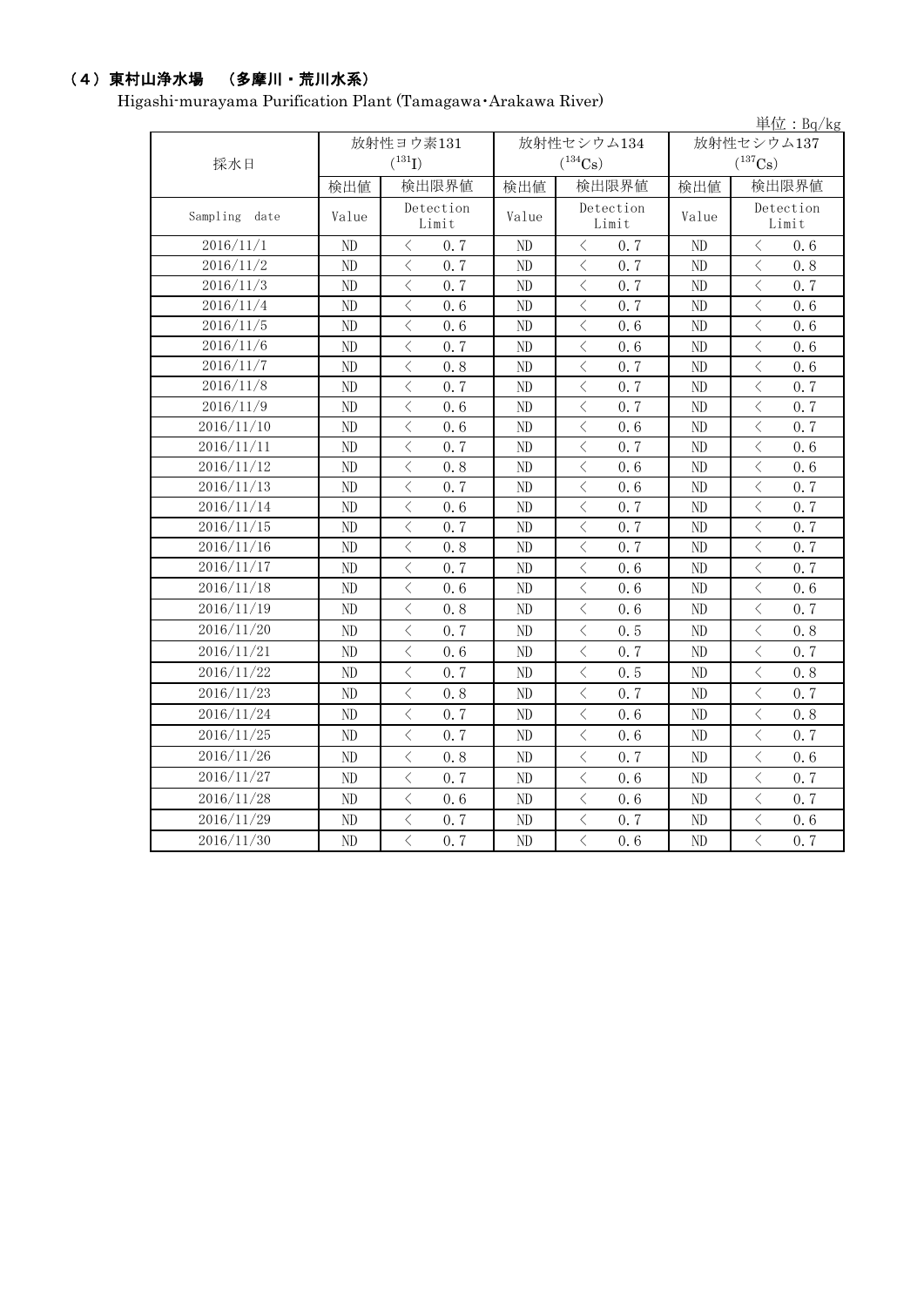## （4）東村山浄水場　（多摩川・荒川水系）

Higashi-murayama Purification Plant (Tamagawa･Arakawa River)

単位：Bq/kg

| 採水日 | 放射性ヨウ素131 ($^{131}$I) | | 放射性セシウム134 ($^{134}$Cs) | | 放射性セシウム137 ($^{137}$Cs) | |
|---|---|---|---|---|---|---|
| | 検出値 | 検出限界値 | 検出値 | 検出限界値 | 検出値 | 検出限界値 |
| Sampling date | Value | Detection Limit | Value | Detection Limit | Value | Detection Limit |
| 2016/11/1 | ND | ＜ 0.7 | ND | ＜ 0.7 | ND | ＜ 0.6 |
| 2016/11/2 | ND | ＜ 0.7 | ND | ＜ 0.7 | ND | ＜ 0.8 |
| 2016/11/3 | ND | ＜ 0.7 | ND | ＜ 0.7 | ND | ＜ 0.7 |
| 2016/11/4 | ND | ＜ 0.6 | ND | ＜ 0.7 | ND | ＜ 0.6 |
| 2016/11/5 | ND | ＜ 0.6 | ND | ＜ 0.6 | ND | ＜ 0.6 |
| 2016/11/6 | ND | ＜ 0.7 | ND | ＜ 0.6 | ND | ＜ 0.6 |
| 2016/11/7 | ND | ＜ 0.8 | ND | ＜ 0.7 | ND | ＜ 0.6 |
| 2016/11/8 | ND | ＜ 0.7 | ND | ＜ 0.7 | ND | ＜ 0.7 |
| 2016/11/9 | ND | ＜ 0.6 | ND | ＜ 0.7 | ND | ＜ 0.7 |
| 2016/11/10 | ND | ＜ 0.6 | ND | ＜ 0.6 | ND | ＜ 0.7 |
| 2016/11/11 | ND | ＜ 0.7 | ND | ＜ 0.7 | ND | ＜ 0.6 |
| 2016/11/12 | ND | ＜ 0.8 | ND | ＜ 0.6 | ND | ＜ 0.6 |
| 2016/11/13 | ND | ＜ 0.7 | ND | ＜ 0.6 | ND | ＜ 0.7 |
| 2016/11/14 | ND | ＜ 0.6 | ND | ＜ 0.7 | ND | ＜ 0.7 |
| 2016/11/15 | ND | ＜ 0.7 | ND | ＜ 0.7 | ND | ＜ 0.7 |
| 2016/11/16 | ND | ＜ 0.8 | ND | ＜ 0.7 | ND | ＜ 0.7 |
| 2016/11/17 | ND | ＜ 0.7 | ND | ＜ 0.6 | ND | ＜ 0.7 |
| 2016/11/18 | ND | ＜ 0.6 | ND | ＜ 0.6 | ND | ＜ 0.6 |
| 2016/11/19 | ND | ＜ 0.8 | ND | ＜ 0.6 | ND | ＜ 0.7 |
| 2016/11/20 | ND | ＜ 0.7 | ND | ＜ 0.5 | ND | ＜ 0.8 |
| 2016/11/21 | ND | ＜ 0.6 | ND | ＜ 0.7 | ND | ＜ 0.7 |
| 2016/11/22 | ND | ＜ 0.7 | ND | ＜ 0.5 | ND | ＜ 0.8 |
| 2016/11/23 | ND | ＜ 0.8 | ND | ＜ 0.7 | ND | ＜ 0.7 |
| 2016/11/24 | ND | ＜ 0.7 | ND | ＜ 0.6 | ND | ＜ 0.8 |
| 2016/11/25 | ND | ＜ 0.7 | ND | ＜ 0.6 | ND | ＜ 0.7 |
| 2016/11/26 | ND | ＜ 0.8 | ND | ＜ 0.7 | ND | ＜ 0.6 |
| 2016/11/27 | ND | ＜ 0.7 | ND | ＜ 0.6 | ND | ＜ 0.7 |
| 2016/11/28 | ND | ＜ 0.6 | ND | ＜ 0.6 | ND | ＜ 0.7 |
| 2016/11/29 | ND | ＜ 0.7 | ND | ＜ 0.7 | ND | ＜ 0.6 |
| 2016/11/30 | ND | ＜ 0.7 | ND | ＜ 0.6 | ND | ＜ 0.7 |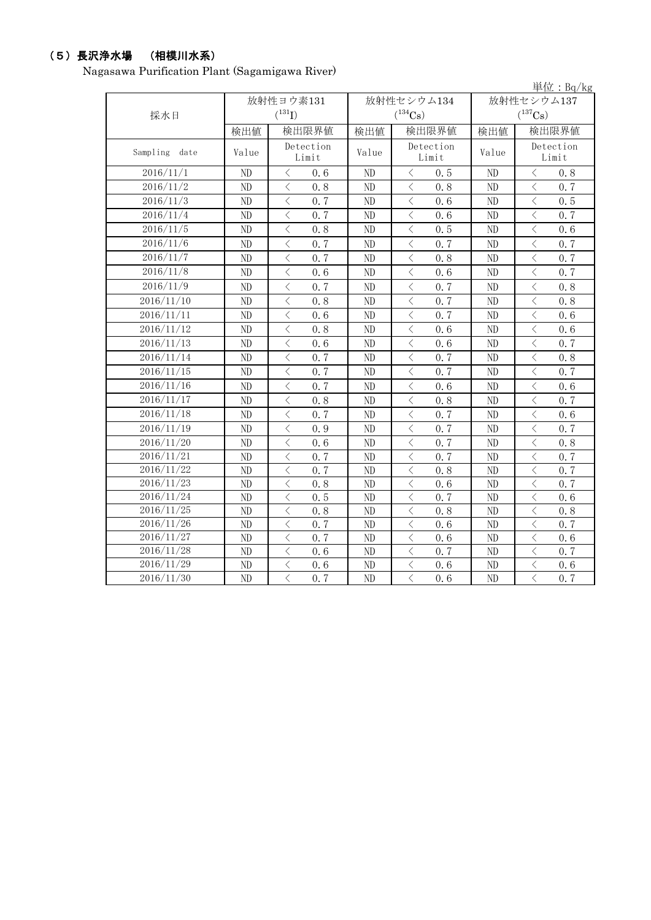## （5）長沢浄水場　（相模川水系）

Nagasawa Purification Plant (Sagamigawa River)

単位：Bq/kg

| 採水日 | 放射性ヨウ素131 ($^{131}$I) | | 放射性セシウム134 ($^{134}$Cs) | | 放射性セシウム137 ($^{137}$Cs) | |
|---|---|---|---|---|---|---|
| | 検出値 | 検出限界値 | 検出値 | 検出限界値 | 検出値 | 検出限界値 |
| Sampling date | Value | Detection Limit | Value | Detection Limit | Value | Detection Limit |
| 2016/11/1 | ND | ＜ 0.6 | ND | ＜ 0.5 | ND | ＜ 0.8 |
| 2016/11/2 | ND | ＜ 0.8 | ND | ＜ 0.8 | ND | ＜ 0.7 |
| 2016/11/3 | ND | ＜ 0.7 | ND | ＜ 0.6 | ND | ＜ 0.5 |
| 2016/11/4 | ND | ＜ 0.7 | ND | ＜ 0.6 | ND | ＜ 0.7 |
| 2016/11/5 | ND | ＜ 0.8 | ND | ＜ 0.5 | ND | ＜ 0.6 |
| 2016/11/6 | ND | ＜ 0.7 | ND | ＜ 0.7 | ND | ＜ 0.7 |
| 2016/11/7 | ND | ＜ 0.7 | ND | ＜ 0.8 | ND | ＜ 0.7 |
| 2016/11/8 | ND | ＜ 0.6 | ND | ＜ 0.6 | ND | ＜ 0.7 |
| 2016/11/9 | ND | ＜ 0.7 | ND | ＜ 0.7 | ND | ＜ 0.8 |
| 2016/11/10 | ND | ＜ 0.8 | ND | ＜ 0.7 | ND | ＜ 0.8 |
| 2016/11/11 | ND | ＜ 0.6 | ND | ＜ 0.7 | ND | ＜ 0.6 |
| 2016/11/12 | ND | ＜ 0.8 | ND | ＜ 0.6 | ND | ＜ 0.6 |
| 2016/11/13 | ND | ＜ 0.6 | ND | ＜ 0.6 | ND | ＜ 0.7 |
| 2016/11/14 | ND | ＜ 0.7 | ND | ＜ 0.7 | ND | ＜ 0.8 |
| 2016/11/15 | ND | ＜ 0.7 | ND | ＜ 0.7 | ND | ＜ 0.7 |
| 2016/11/16 | ND | ＜ 0.7 | ND | ＜ 0.6 | ND | ＜ 0.6 |
| 2016/11/17 | ND | ＜ 0.8 | ND | ＜ 0.8 | ND | ＜ 0.7 |
| 2016/11/18 | ND | ＜ 0.7 | ND | ＜ 0.7 | ND | ＜ 0.6 |
| 2016/11/19 | ND | ＜ 0.9 | ND | ＜ 0.7 | ND | ＜ 0.7 |
| 2016/11/20 | ND | ＜ 0.6 | ND | ＜ 0.7 | ND | ＜ 0.8 |
| 2016/11/21 | ND | ＜ 0.7 | ND | ＜ 0.7 | ND | ＜ 0.7 |
| 2016/11/22 | ND | ＜ 0.7 | ND | ＜ 0.8 | ND | ＜ 0.7 |
| 2016/11/23 | ND | ＜ 0.8 | ND | ＜ 0.6 | ND | ＜ 0.7 |
| 2016/11/24 | ND | ＜ 0.5 | ND | ＜ 0.7 | ND | ＜ 0.6 |
| 2016/11/25 | ND | ＜ 0.8 | ND | ＜ 0.8 | ND | ＜ 0.8 |
| 2016/11/26 | ND | ＜ 0.7 | ND | ＜ 0.6 | ND | ＜ 0.7 |
| 2016/11/27 | ND | ＜ 0.7 | ND | ＜ 0.6 | ND | ＜ 0.6 |
| 2016/11/28 | ND | ＜ 0.6 | ND | ＜ 0.7 | ND | ＜ 0.7 |
| 2016/11/29 | ND | ＜ 0.6 | ND | ＜ 0.6 | ND | ＜ 0.6 |
| 2016/11/30 | ND | ＜ 0.7 | ND | ＜ 0.6 | ND | ＜ 0.7 |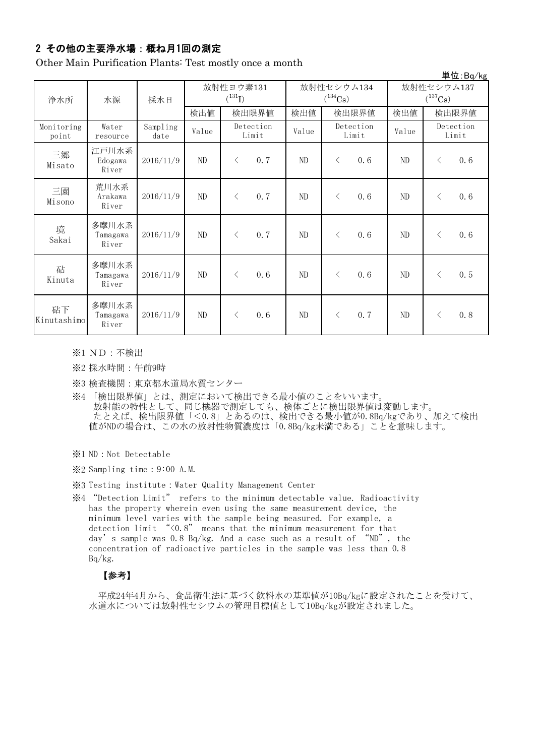## 2 その他の主要浄水場：概ね月1回の測定

Other Main Purification Plants: Test mostly once a month

単位：Bq/kg

| 浄水所 | 水源 | 採水日 | 放射性ヨウ素131 ($^{131}I$) | | 放射性セシウム134 ($^{134}Cs$) | | 放射性セシウム137 ($^{137}Cs$) | |
|---|---|---|---|---|---|---|---|---|
| | | | 検出値 | 検出限界値 | 検出値 | 検出限界値 | 検出値 | 検出限界値 |
| Monitoring point | Water resource | Sampling date | Value | Detection Limit | Value | Detection Limit | Value | Detection Limit |
| 三郷 Misato | 江戸川水系 Edogawa River | 2016/11/9 | ND | < 0.7 | ND | < 0.6 | ND | < 0.6 |
| 三園 Misono | 荒川水系 Arakawa River | 2016/11/9 | ND | < 0.7 | ND | < 0.6 | ND | < 0.6 |
| 境 Sakai | 多摩川水系 Tamagawa River | 2016/11/9 | ND | < 0.7 | ND | < 0.6 | ND | < 0.6 |
| 砧 Kinuta | 多摩川水系 Tamagawa River | 2016/11/9 | ND | < 0.6 | ND | < 0.6 | ND | < 0.5 |
| 砧下 Kinutashimo | 多摩川水系 Tamagawa River | 2016/11/9 | ND | < 0.6 | ND | < 0.7 | ND | < 0.8 |

※1 ＮＤ：不検出

※2 採水時間：午前9時

※3 検査機関：東京都水道局水質センター

※4 「検出限界値」とは、測定において検出できる最小値のことをいいます。
放射能の特性として、同じ機器で測定しても、検体ごとに検出限界値は変動します。
たとえば、検出限界値「<0.8」とあるのは、検出できる最小値が0.8Bq/kgであり、加えて検出値がNDの場合は、この水の放射性物質濃度は「0.8Bq/kg未満である」ことを意味します。

※1 ND：Not Detectable

※2 Sampling time：9:00 A.M.

※3 Testing institute：Water Quality Management Center

※4 "Detection Limit" refers to the minimum detectable value. Radioactivity has the property wherein even using the same measurement device, the minimum level varies with the sample being measured. For example, a detection limit "<0.8" means that the minimum measurement for that day's sample was 0.8 Bq/kg. And a case such as a result of "ND", the concentration of radioactive particles in the sample was less than 0.8 Bq/kg.

【参考】

平成24年4月から、食品衛生法に基づく飲料水の基準値が10Bq/kgに設定されたことを受けて、水道水については放射性セシウムの管理目標値として10Bq/kgが設定されました。